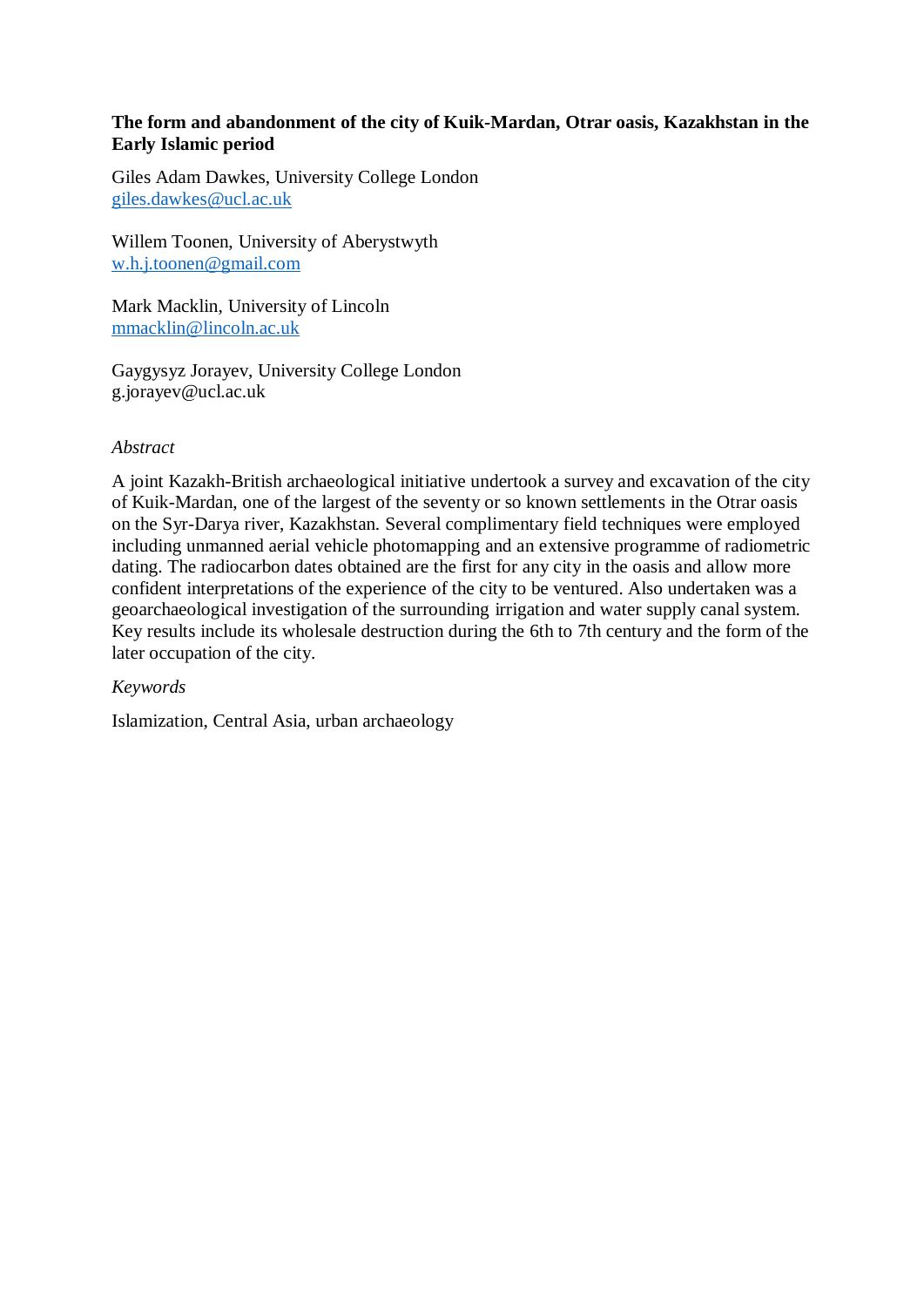# The form and abandonment of the city of Kuik-Mardan, Otrar oasis, Kazakhstan in the Early Islamic period

Giles Adam Dawkes, University College London
giles.dawkes@ucl.ac.uk

Willem Toonen, University of Aberystwyth
w.h.j.toonen@gmail.com

Mark Macklin, University of Lincoln
mmacklin@lincoln.ac.uk

Gaygysyz Jorayev, University College London
g.jorayev@ucl.ac.uk

*Abstract*

A joint Kazakh-British archaeological initiative undertook a survey and excavation of the city of Kuik-Mardan, one of the largest of the seventy or so known settlements in the Otrar oasis on the Syr-Darya river, Kazakhstan. Several complimentary field techniques were employed including unmanned aerial vehicle photomapping and an extensive programme of radiometric dating. The radiocarbon dates obtained are the first for any city in the oasis and allow more confident interpretations of the experience of the city to be ventured. Also undertaken was a geoarchaeological investigation of the surrounding irrigation and water supply canal system. Key results include its wholesale destruction during the 6th to 7th century and the form of the later occupation of the city.

*Keywords*

Islamization, Central Asia, urban archaeology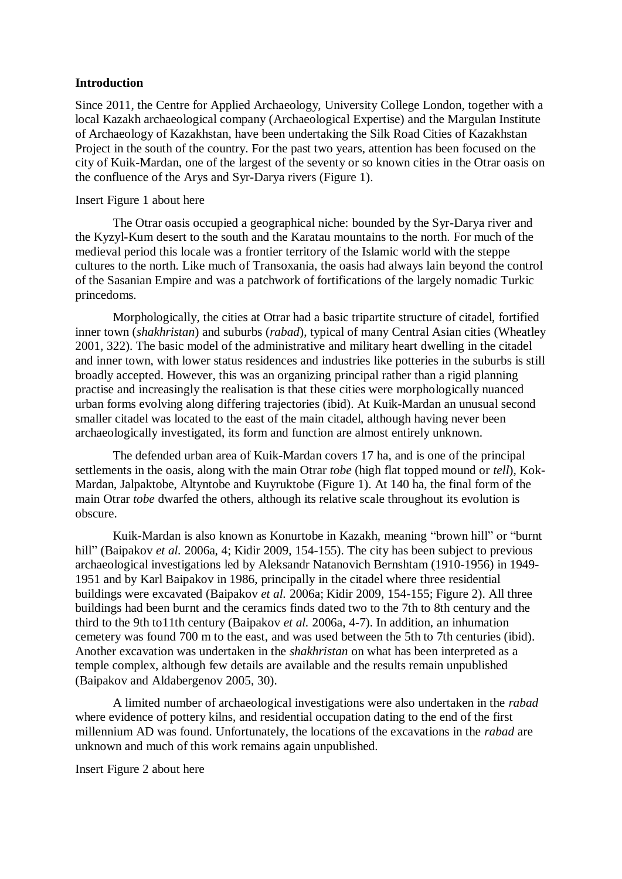**Introduction**

Since 2011, the Centre for Applied Archaeology, University College London, together with a local Kazakh archaeological company (Archaeological Expertise) and the Margulan Institute of Archaeology of Kazakhstan, have been undertaking the Silk Road Cities of Kazakhstan Project in the south of the country. For the past two years, attention has been focused on the city of Kuik-Mardan, one of the largest of the seventy or so known cities in the Otrar oasis on the confluence of the Arys and Syr-Darya rivers (Figure 1).

Insert Figure 1 about here

The Otrar oasis occupied a geographical niche: bounded by the Syr-Darya river and the Kyzyl-Kum desert to the south and the Karatau mountains to the north. For much of the medieval period this locale was a frontier territory of the Islamic world with the steppe cultures to the north. Like much of Transoxania, the oasis had always lain beyond the control of the Sasanian Empire and was a patchwork of fortifications of the largely nomadic Turkic princedoms.

Morphologically, the cities at Otrar had a basic tripartite structure of citadel, fortified inner town (*shakhristan*) and suburbs (*rabad*), typical of many Central Asian cities (Wheatley 2001, 322). The basic model of the administrative and military heart dwelling in the citadel and inner town, with lower status residences and industries like potteries in the suburbs is still broadly accepted. However, this was an organizing principal rather than a rigid planning practise and increasingly the realisation is that these cities were morphologically nuanced urban forms evolving along differing trajectories (ibid). At Kuik-Mardan an unusual second smaller citadel was located to the east of the main citadel, although having never been archaeologically investigated, its form and function are almost entirely unknown.

The defended urban area of Kuik-Mardan covers 17 ha, and is one of the principal settlements in the oasis, along with the main Otrar *tobe* (high flat topped mound or *tell*), Kok-Mardan, Jalpaktobe, Altyntobe and Kuyruktobe (Figure 1). At 140 ha, the final form of the main Otrar *tobe* dwarfed the others, although its relative scale throughout its evolution is obscure.

Kuik-Mardan is also known as Konurtobe in Kazakh, meaning "brown hill" or "burnt hill" (Baipakov *et al.* 2006a, 4; Kidir 2009, 154-155). The city has been subject to previous archaeological investigations led by Aleksandr Natanovich Bernshtam (1910-1956) in 1949-1951 and by Karl Baipakov in 1986, principally in the citadel where three residential buildings were excavated (Baipakov *et al.* 2006a; Kidir 2009, 154-155; Figure 2). All three buildings had been burnt and the ceramics finds dated two to the 7th to 8th century and the third to the 9th to11th century (Baipakov *et al.* 2006a, 4-7). In addition, an inhumation cemetery was found 700 m to the east, and was used between the 5th to 7th centuries (ibid). Another excavation was undertaken in the *shakhristan* on what has been interpreted as a temple complex, although few details are available and the results remain unpublished (Baipakov and Aldabergenov 2005, 30).

A limited number of archaeological investigations were also undertaken in the *rabad* where evidence of pottery kilns, and residential occupation dating to the end of the first millennium AD was found. Unfortunately, the locations of the excavations in the *rabad* are unknown and much of this work remains again unpublished.

Insert Figure 2 about here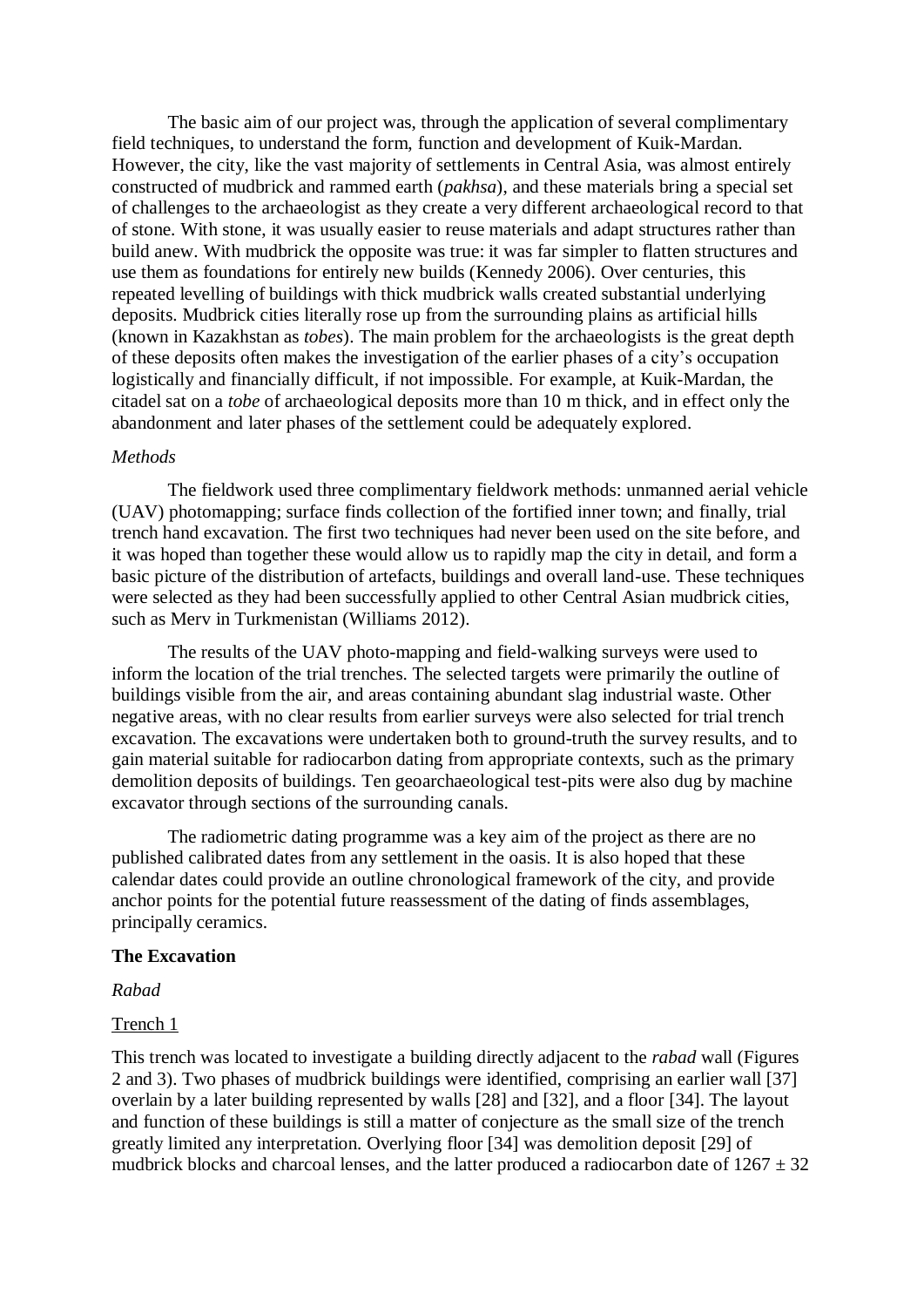The basic aim of our project was, through the application of several complimentary field techniques, to understand the form, function and development of Kuik-Mardan. However, the city, like the vast majority of settlements in Central Asia, was almost entirely constructed of mudbrick and rammed earth (*pakhsa*), and these materials bring a special set of challenges to the archaeologist as they create a very different archaeological record to that of stone. With stone, it was usually easier to reuse materials and adapt structures rather than build anew. With mudbrick the opposite was true: it was far simpler to flatten structures and use them as foundations for entirely new builds (Kennedy 2006). Over centuries, this repeated levelling of buildings with thick mudbrick walls created substantial underlying deposits. Mudbrick cities literally rose up from the surrounding plains as artificial hills (known in Kazakhstan as *tobes*). The main problem for the archaeologists is the great depth of these deposits often makes the investigation of the earlier phases of a city's occupation logistically and financially difficult, if not impossible. For example, at Kuik-Mardan, the citadel sat on a *tobe* of archaeological deposits more than 10 m thick, and in effect only the abandonment and later phases of the settlement could be adequately explored.

*Methods*

The fieldwork used three complimentary fieldwork methods: unmanned aerial vehicle (UAV) photomapping; surface finds collection of the fortified inner town; and finally, trial trench hand excavation. The first two techniques had never been used on the site before, and it was hoped than together these would allow us to rapidly map the city in detail, and form a basic picture of the distribution of artefacts, buildings and overall land-use. These techniques were selected as they had been successfully applied to other Central Asian mudbrick cities, such as Merv in Turkmenistan (Williams 2012).

The results of the UAV photo-mapping and field-walking surveys were used to inform the location of the trial trenches. The selected targets were primarily the outline of buildings visible from the air, and areas containing abundant slag industrial waste. Other negative areas, with no clear results from earlier surveys were also selected for trial trench excavation. The excavations were undertaken both to ground-truth the survey results, and to gain material suitable for radiocarbon dating from appropriate contexts, such as the primary demolition deposits of buildings. Ten geoarchaeological test-pits were also dug by machine excavator through sections of the surrounding canals.

The radiometric dating programme was a key aim of the project as there are no published calibrated dates from any settlement in the oasis. It is also hoped that these calendar dates could provide an outline chronological framework of the city, and provide anchor points for the potential future reassessment of the dating of finds assemblages, principally ceramics.

**The Excavation**

*Rabad*

<u>Trench 1</u>

This trench was located to investigate a building directly adjacent to the *rabad* wall (Figures 2 and 3). Two phases of mudbrick buildings were identified, comprising an earlier wall [37] overlain by a later building represented by walls [28] and [32], and a floor [34]. The layout and function of these buildings is still a matter of conjecture as the small size of the trench greatly limited any interpretation. Overlying floor [34] was demolition deposit [29] of mudbrick blocks and charcoal lenses, and the latter produced a radiocarbon date of 1267 ± 32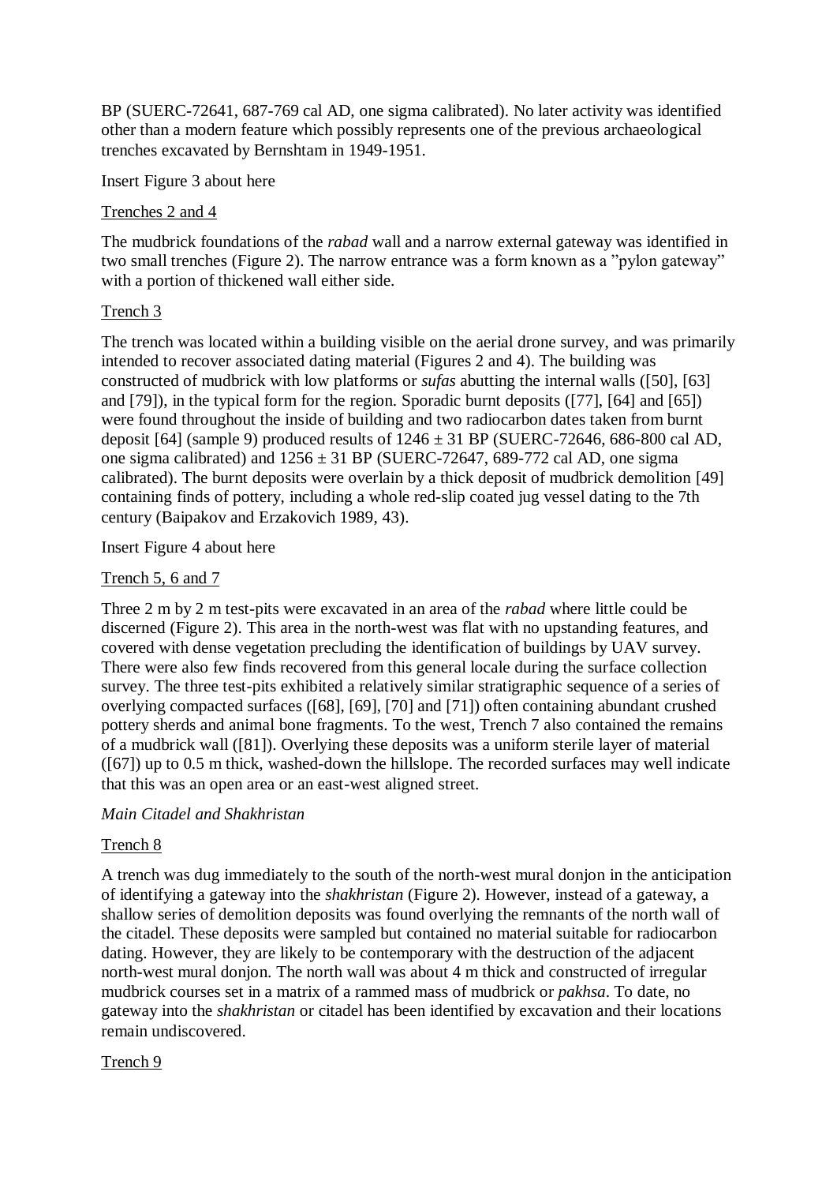BP (SUERC-72641, 687-769 cal AD, one sigma calibrated). No later activity was identified other than a modern feature which possibly represents one of the previous archaeological trenches excavated by Bernshtam in 1949-1951.

Insert Figure 3 about here

Trenches 2 and 4

The mudbrick foundations of the *rabad* wall and a narrow external gateway was identified in two small trenches (Figure 2). The narrow entrance was a form known as a ”pylon gateway” with a portion of thickened wall either side.

Trench 3

The trench was located within a building visible on the aerial drone survey, and was primarily intended to recover associated dating material (Figures 2 and 4). The building was constructed of mudbrick with low platforms or *sufas* abutting the internal walls ([50], [63] and [79]), in the typical form for the region. Sporadic burnt deposits ([77], [64] and [65]) were found throughout the inside of building and two radiocarbon dates taken from burnt deposit [64] (sample 9) produced results of 1246 ± 31 BP (SUERC-72646, 686-800 cal AD, one sigma calibrated) and 1256 ± 31 BP (SUERC-72647, 689-772 cal AD, one sigma calibrated). The burnt deposits were overlain by a thick deposit of mudbrick demolition [49] containing finds of pottery, including a whole red-slip coated jug vessel dating to the 7th century (Baipakov and Erzakovich 1989, 43).

Insert Figure 4 about here

Trench 5, 6 and 7

Three 2 m by 2 m test-pits were excavated in an area of the *rabad* where little could be discerned (Figure 2). This area in the north-west was flat with no upstanding features, and covered with dense vegetation precluding the identification of buildings by UAV survey. There were also few finds recovered from this general locale during the surface collection survey. The three test-pits exhibited a relatively similar stratigraphic sequence of a series of overlying compacted surfaces ([68], [69], [70] and [71]) often containing abundant crushed pottery sherds and animal bone fragments. To the west, Trench 7 also contained the remains of a mudbrick wall ([81]). Overlying these deposits was a uniform sterile layer of material ([67]) up to 0.5 m thick, washed-down the hillslope. The recorded surfaces may well indicate that this was an open area or an east-west aligned street.

*Main Citadel and Shakhristan*

Trench 8

A trench was dug immediately to the south of the north-west mural donjon in the anticipation of identifying a gateway into the *shakhristan* (Figure 2). However, instead of a gateway, a shallow series of demolition deposits was found overlying the remnants of the north wall of the citadel. These deposits were sampled but contained no material suitable for radiocarbon dating. However, they are likely to be contemporary with the destruction of the adjacent north-west mural donjon. The north wall was about 4 m thick and constructed of irregular mudbrick courses set in a matrix of a rammed mass of mudbrick or *pakhsa*. To date, no gateway into the *shakhristan* or citadel has been identified by excavation and their locations remain undiscovered.

Trench 9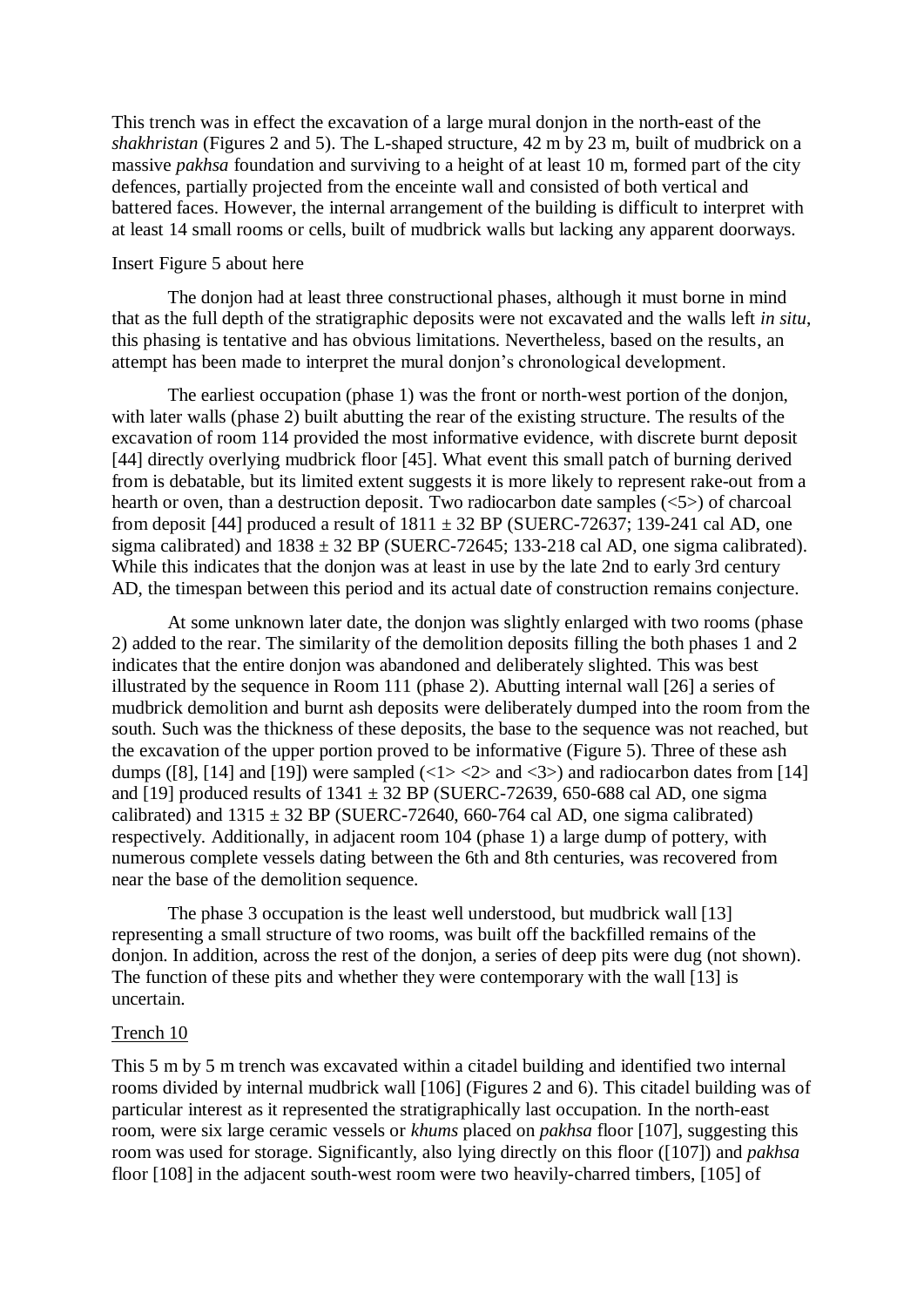This trench was in effect the excavation of a large mural donjon in the north-east of the *shakhristan* (Figures 2 and 5). The L-shaped structure, 42 m by 23 m, built of mudbrick on a massive *pakhsa* foundation and surviving to a height of at least 10 m, formed part of the city defences, partially projected from the enceinte wall and consisted of both vertical and battered faces. However, the internal arrangement of the building is difficult to interpret with at least 14 small rooms or cells, built of mudbrick walls but lacking any apparent doorways.

Insert Figure 5 about here

The donjon had at least three constructional phases, although it must borne in mind that as the full depth of the stratigraphic deposits were not excavated and the walls left *in situ*, this phasing is tentative and has obvious limitations. Nevertheless, based on the results, an attempt has been made to interpret the mural donjon's chronological development.

The earliest occupation (phase 1) was the front or north-west portion of the donjon, with later walls (phase 2) built abutting the rear of the existing structure. The results of the excavation of room 114 provided the most informative evidence, with discrete burnt deposit [44] directly overlying mudbrick floor [45]. What event this small patch of burning derived from is debatable, but its limited extent suggests it is more likely to represent rake-out from a hearth or oven, than a destruction deposit. Two radiocarbon date samples (<5>) of charcoal from deposit [44] produced a result of $1811 \pm 32$ BP (SUERC-72637; 139-241 cal AD, one sigma calibrated) and $1838 \pm 32$ BP (SUERC-72645; 133-218 cal AD, one sigma calibrated). While this indicates that the donjon was at least in use by the late 2nd to early 3rd century AD, the timespan between this period and its actual date of construction remains conjecture.

At some unknown later date, the donjon was slightly enlarged with two rooms (phase 2) added to the rear. The similarity of the demolition deposits filling the both phases 1 and 2 indicates that the entire donjon was abandoned and deliberately slighted. This was best illustrated by the sequence in Room 111 (phase 2). Abutting internal wall [26] a series of mudbrick demolition and burnt ash deposits were deliberately dumped into the room from the south. Such was the thickness of these deposits, the base to the sequence was not reached, but the excavation of the upper portion proved to be informative (Figure 5). Three of these ash dumps ([8], [14] and [19]) were sampled (<1> <2> and <3>) and radiocarbon dates from [14] and [19] produced results of $1341 \pm 32$ BP (SUERC-72639, 650-688 cal AD, one sigma calibrated) and $1315 \pm 32$ BP (SUERC-72640, 660-764 cal AD, one sigma calibrated) respectively. Additionally, in adjacent room 104 (phase 1) a large dump of pottery, with numerous complete vessels dating between the 6th and 8th centuries, was recovered from near the base of the demolition sequence.

The phase 3 occupation is the least well understood, but mudbrick wall [13] representing a small structure of two rooms, was built off the backfilled remains of the donjon. In addition, across the rest of the donjon, a series of deep pits were dug (not shown). The function of these pits and whether they were contemporary with the wall [13] is uncertain.

## Trench 10

This 5 m by 5 m trench was excavated within a citadel building and identified two internal rooms divided by internal mudbrick wall [106] (Figures 2 and 6). This citadel building was of particular interest as it represented the stratigraphically last occupation. In the north-east room, were six large ceramic vessels or *khums* placed on *pakhsa* floor [107], suggesting this room was used for storage. Significantly, also lying directly on this floor ([107]) and *pakhsa* floor [108] in the adjacent south-west room were two heavily-charred timbers, [105] of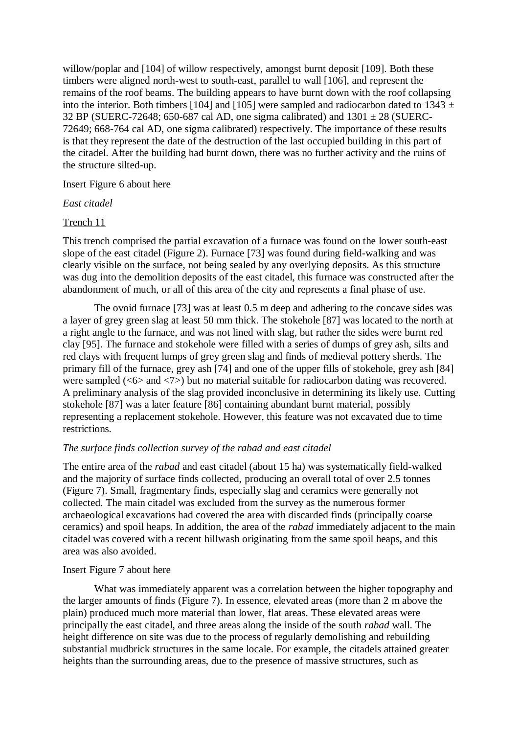willow/poplar and [104] of willow respectively, amongst burnt deposit [109]. Both these timbers were aligned north-west to south-east, parallel to wall [106], and represent the remains of the roof beams. The building appears to have burnt down with the roof collapsing into the interior. Both timbers [104] and [105] were sampled and radiocarbon dated to 1343 ± 32 BP (SUERC-72648; 650-687 cal AD, one sigma calibrated) and 1301 ± 28 (SUERC-72649; 668-764 cal AD, one sigma calibrated) respectively. The importance of these results is that they represent the date of the destruction of the last occupied building in this part of the citadel. After the building had burnt down, there was no further activity and the ruins of the structure silted-up.

Insert Figure 6 about here

*East citadel*

Trench 11

This trench comprised the partial excavation of a furnace was found on the lower south-east slope of the east citadel (Figure 2). Furnace [73] was found during field-walking and was clearly visible on the surface, not being sealed by any overlying deposits. As this structure was dug into the demolition deposits of the east citadel, this furnace was constructed after the abandonment of much, or all of this area of the city and represents a final phase of use.

The ovoid furnace [73] was at least 0.5 m deep and adhering to the concave sides was a layer of grey green slag at least 50 mm thick. The stokehole [87] was located to the north at a right angle to the furnace, and was not lined with slag, but rather the sides were burnt red clay [95]. The furnace and stokehole were filled with a series of dumps of grey ash, silts and red clays with frequent lumps of grey green slag and finds of medieval pottery sherds. The primary fill of the furnace, grey ash [74] and one of the upper fills of stokehole, grey ash [84] were sampled (<6> and <7>) but no material suitable for radiocarbon dating was recovered. A preliminary analysis of the slag provided inconclusive in determining its likely use. Cutting stokehole [87] was a later feature [86] containing abundant burnt material, possibly representing a replacement stokehole. However, this feature was not excavated due to time restrictions.

*The surface finds collection survey of the rabad and east citadel*

The entire area of the *rabad* and east citadel (about 15 ha) was systematically field-walked and the majority of surface finds collected, producing an overall total of over 2.5 tonnes (Figure 7). Small, fragmentary finds, especially slag and ceramics were generally not collected. The main citadel was excluded from the survey as the numerous former archaeological excavations had covered the area with discarded finds (principally coarse ceramics) and spoil heaps. In addition, the area of the *rabad* immediately adjacent to the main citadel was covered with a recent hillwash originating from the same spoil heaps, and this area was also avoided.

Insert Figure 7 about here

What was immediately apparent was a correlation between the higher topography and the larger amounts of finds (Figure 7). In essence, elevated areas (more than 2 m above the plain) produced much more material than lower, flat areas. These elevated areas were principally the east citadel, and three areas along the inside of the south *rabad* wall. The height difference on site was due to the process of regularly demolishing and rebuilding substantial mudbrick structures in the same locale. For example, the citadels attained greater heights than the surrounding areas, due to the presence of massive structures, such as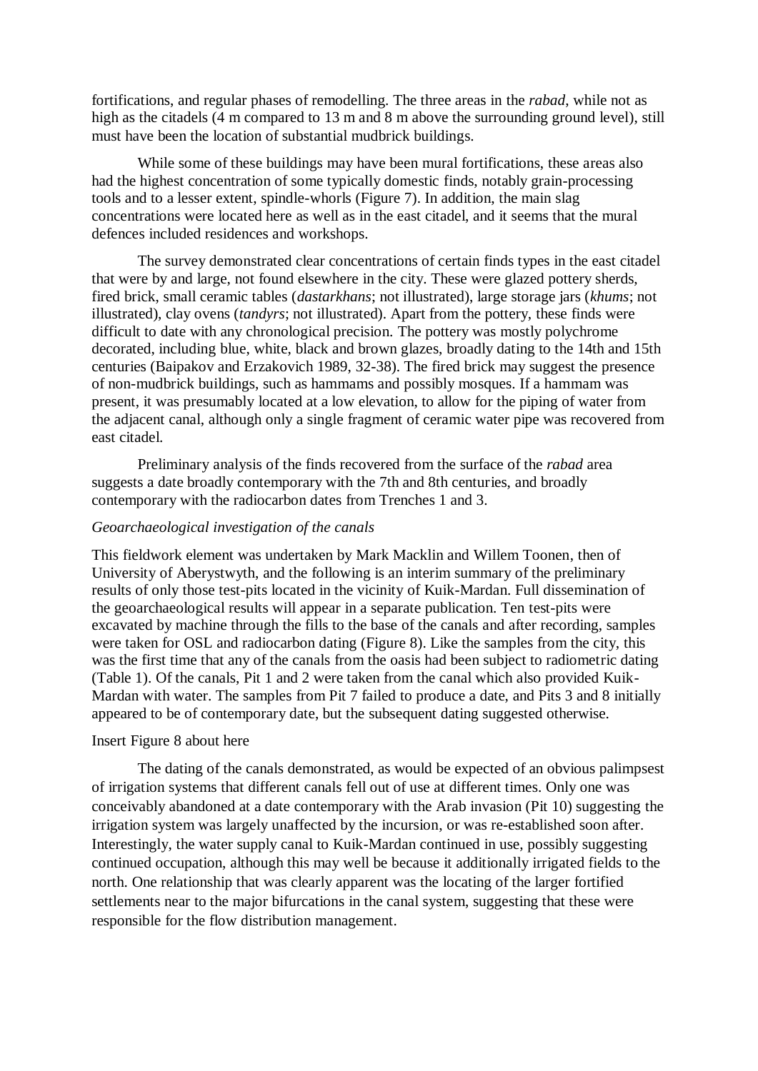fortifications, and regular phases of remodelling. The three areas in the *rabad*, while not as high as the citadels (4 m compared to 13 m and 8 m above the surrounding ground level), still must have been the location of substantial mudbrick buildings.

While some of these buildings may have been mural fortifications, these areas also had the highest concentration of some typically domestic finds, notably grain-processing tools and to a lesser extent, spindle-whorls (Figure 7). In addition, the main slag concentrations were located here as well as in the east citadel, and it seems that the mural defences included residences and workshops.

The survey demonstrated clear concentrations of certain finds types in the east citadel that were by and large, not found elsewhere in the city. These were glazed pottery sherds, fired brick, small ceramic tables (*dastarkhans*; not illustrated), large storage jars (*khums*; not illustrated), clay ovens (*tandyrs*; not illustrated). Apart from the pottery, these finds were difficult to date with any chronological precision. The pottery was mostly polychrome decorated, including blue, white, black and brown glazes, broadly dating to the 14th and 15th centuries (Baipakov and Erzakovich 1989, 32-38). The fired brick may suggest the presence of non-mudbrick buildings, such as hammams and possibly mosques. If a hammam was present, it was presumably located at a low elevation, to allow for the piping of water from the adjacent canal, although only a single fragment of ceramic water pipe was recovered from east citadel.

Preliminary analysis of the finds recovered from the surface of the *rabad* area suggests a date broadly contemporary with the 7th and 8th centuries, and broadly contemporary with the radiocarbon dates from Trenches 1 and 3.

*Geoarchaeological investigation of the canals*

This fieldwork element was undertaken by Mark Macklin and Willem Toonen, then of University of Aberystwyth, and the following is an interim summary of the preliminary results of only those test-pits located in the vicinity of Kuik-Mardan. Full dissemination of the geoarchaeological results will appear in a separate publication. Ten test-pits were excavated by machine through the fills to the base of the canals and after recording, samples were taken for OSL and radiocarbon dating (Figure 8). Like the samples from the city, this was the first time that any of the canals from the oasis had been subject to radiometric dating (Table 1). Of the canals, Pit 1 and 2 were taken from the canal which also provided Kuik-Mardan with water. The samples from Pit 7 failed to produce a date, and Pits 3 and 8 initially appeared to be of contemporary date, but the subsequent dating suggested otherwise.

Insert Figure 8 about here

The dating of the canals demonstrated, as would be expected of an obvious palimpsest of irrigation systems that different canals fell out of use at different times. Only one was conceivably abandoned at a date contemporary with the Arab invasion (Pit 10) suggesting the irrigation system was largely unaffected by the incursion, or was re-established soon after. Interestingly, the water supply canal to Kuik-Mardan continued in use, possibly suggesting continued occupation, although this may well be because it additionally irrigated fields to the north. One relationship that was clearly apparent was the locating of the larger fortified settlements near to the major bifurcations in the canal system, suggesting that these were responsible for the flow distribution management.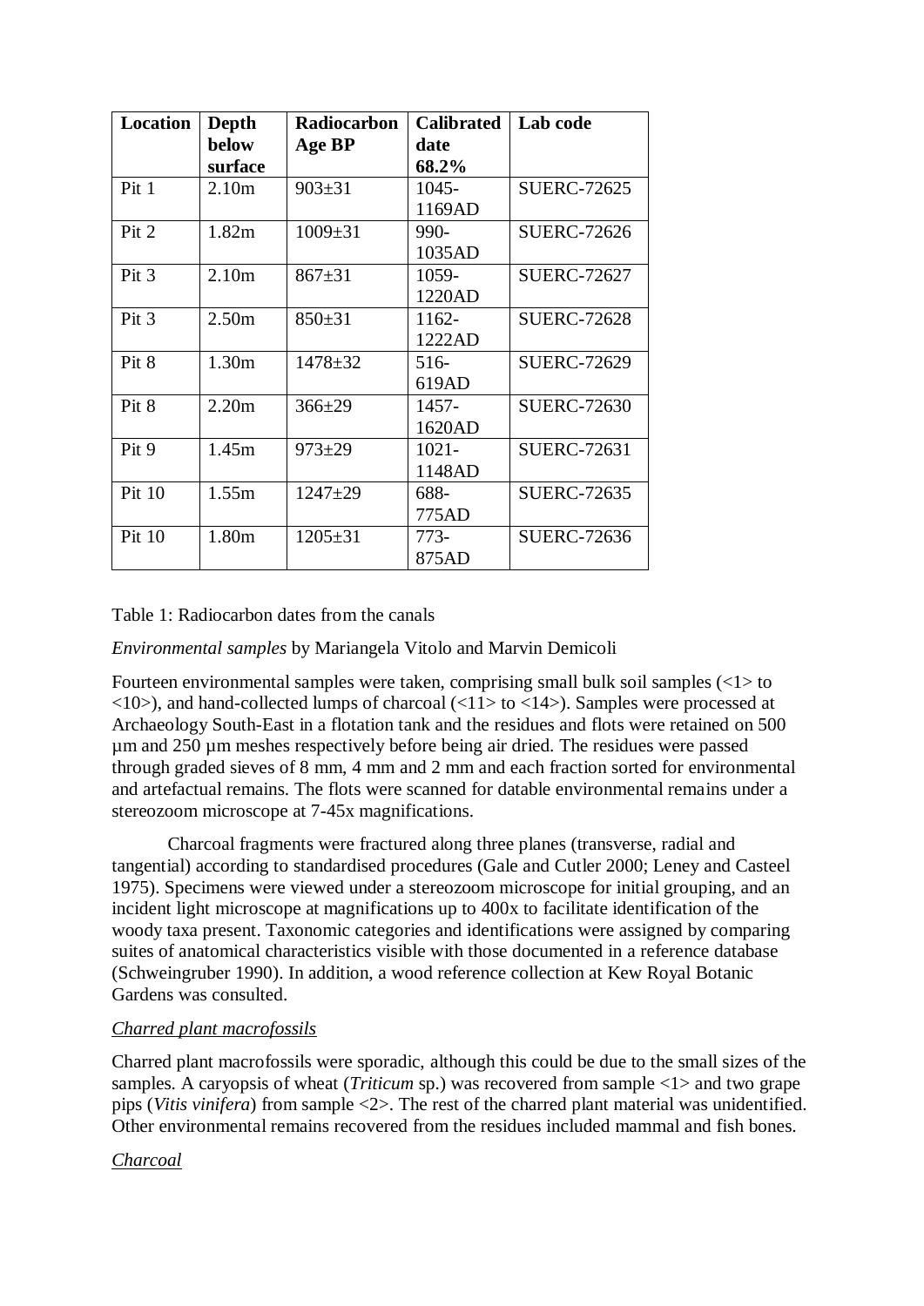| Location | Depth below surface | Radiocarbon Age BP | Calibrated date 68.2% | Lab code |
|---|---|---|---|---|
| Pit 1 | 2.10m | 903±31 | 1045-1169AD | SUERC-72625 |
| Pit 2 | 1.82m | 1009±31 | 990-1035AD | SUERC-72626 |
| Pit 3 | 2.10m | 867±31 | 1059-1220AD | SUERC-72627 |
| Pit 3 | 2.50m | 850±31 | 1162-1222AD | SUERC-72628 |
| Pit 8 | 1.30m | 1478±32 | 516-619AD | SUERC-72629 |
| Pit 8 | 2.20m | 366±29 | 1457-1620AD | SUERC-72630 |
| Pit 9 | 1.45m | 973±29 | 1021-1148AD | SUERC-72631 |
| Pit 10 | 1.55m | 1247±29 | 688-775AD | SUERC-72635 |
| Pit 10 | 1.80m | 1205±31 | 773-875AD | SUERC-72636 |

Table 1: Radiocarbon dates from the canals

*Environmental samples* by Mariangela Vitolo and Marvin Demicoli

Fourteen environmental samples were taken, comprising small bulk soil samples (<1> to <10>), and hand-collected lumps of charcoal (<11> to <14>). Samples were processed at Archaeology South-East in a flotation tank and the residues and flots were retained on 500 µm and 250 µm meshes respectively before being air dried. The residues were passed through graded sieves of 8 mm, 4 mm and 2 mm and each fraction sorted for environmental and artefactual remains. The flots were scanned for datable environmental remains under a stereozoom microscope at 7-45x magnifications.

Charcoal fragments were fractured along three planes (transverse, radial and tangential) according to standardised procedures (Gale and Cutler 2000; Leney and Casteel 1975). Specimens were viewed under a stereozoom microscope for initial grouping, and an incident light microscope at magnifications up to 400x to facilitate identification of the woody taxa present. Taxonomic categories and identifications were assigned by comparing suites of anatomical characteristics visible with those documented in a reference database (Schweingruber 1990). In addition, a wood reference collection at Kew Royal Botanic Gardens was consulted.

<u>*Charred plant macrofossils*</u>

Charred plant macrofossils were sporadic, although this could be due to the small sizes of the samples. A caryopsis of wheat (*Triticum* sp.) was recovered from sample <1> and two grape pips (*Vitis vinifera*) from sample <2>. The rest of the charred plant material was unidentified. Other environmental remains recovered from the residues included mammal and fish bones.

<u>*Charcoal*</u>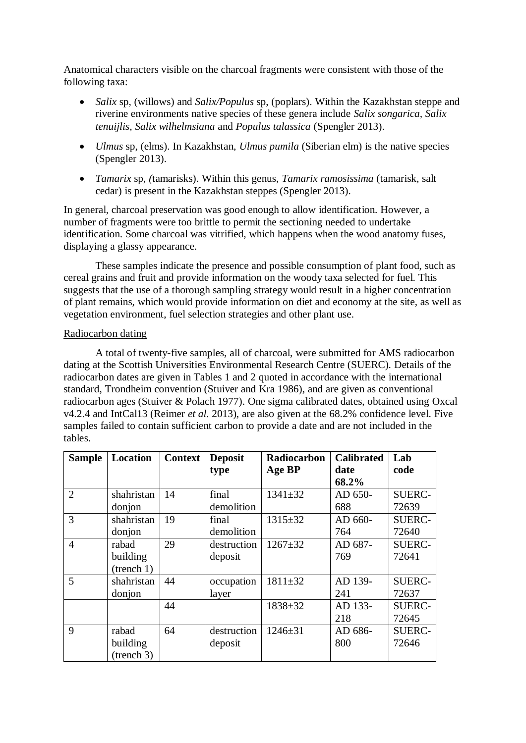Anatomical characters visible on the charcoal fragments were consistent with those of the following taxa:

- *Salix* sp, (willows) and *Salix/Populus* sp, (poplars). Within the Kazakhstan steppe and riverine environments native species of these genera include *Salix songarica, Salix tenuijlis, Salix wilhelmsiana* and *Populus talassica* (Spengler 2013).
- *Ulmus* sp, (elms). In Kazakhstan, *Ulmus pumila* (Siberian elm) is the native species (Spengler 2013).
- *Tamarix* sp, *(*tamarisks). Within this genus, *Tamarix ramosissima* (tamarisk, salt cedar) is present in the Kazakhstan steppes (Spengler 2013).

In general, charcoal preservation was good enough to allow identification. However, a number of fragments were too brittle to permit the sectioning needed to undertake identification. Some charcoal was vitrified, which happens when the wood anatomy fuses, displaying a glassy appearance.

These samples indicate the presence and possible consumption of plant food, such as cereal grains and fruit and provide information on the woody taxa selected for fuel. This suggests that the use of a thorough sampling strategy would result in a higher concentration of plant remains, which would provide information on diet and economy at the site, as well as vegetation environment, fuel selection strategies and other plant use.

Radiocarbon dating

A total of twenty-five samples, all of charcoal, were submitted for AMS radiocarbon dating at the Scottish Universities Environmental Research Centre (SUERC). Details of the radiocarbon dates are given in Tables 1 and 2 quoted in accordance with the international standard, Trondheim convention (Stuiver and Kra 1986), and are given as conventional radiocarbon ages (Stuiver & Polach 1977). One sigma calibrated dates, obtained using Oxcal v4.2.4 and IntCal13 (Reimer *et al.* 2013), are also given at the 68.2% confidence level. Five samples failed to contain sufficient carbon to provide a date and are not included in the tables.

| Sample | Location | Context | Deposit type | Radiocarbon Age BP | Calibrated date 68.2% | Lab code |
|---|---|---|---|---|---|---|
| 2 | shahristan donjon | 14 | final demolition | 1341±32 | AD 650-688 | SUERC-72639 |
| 3 | shahristan donjon | 19 | final demolition | 1315±32 | AD 660-764 | SUERC-72640 |
| 4 | rabad building (trench 1) | 29 | destruction deposit | 1267±32 | AD 687-769 | SUERC-72641 |
| 5 | shahristan donjon | 44 | occupation layer | 1811±32 | AD 139-241 | SUERC-72637 |
| | | 44 | | 1838±32 | AD 133-218 | SUERC-72645 |
| 9 | rabad building (trench 3) | 64 | destruction deposit | 1246±31 | AD 686-800 | SUERC-72646 |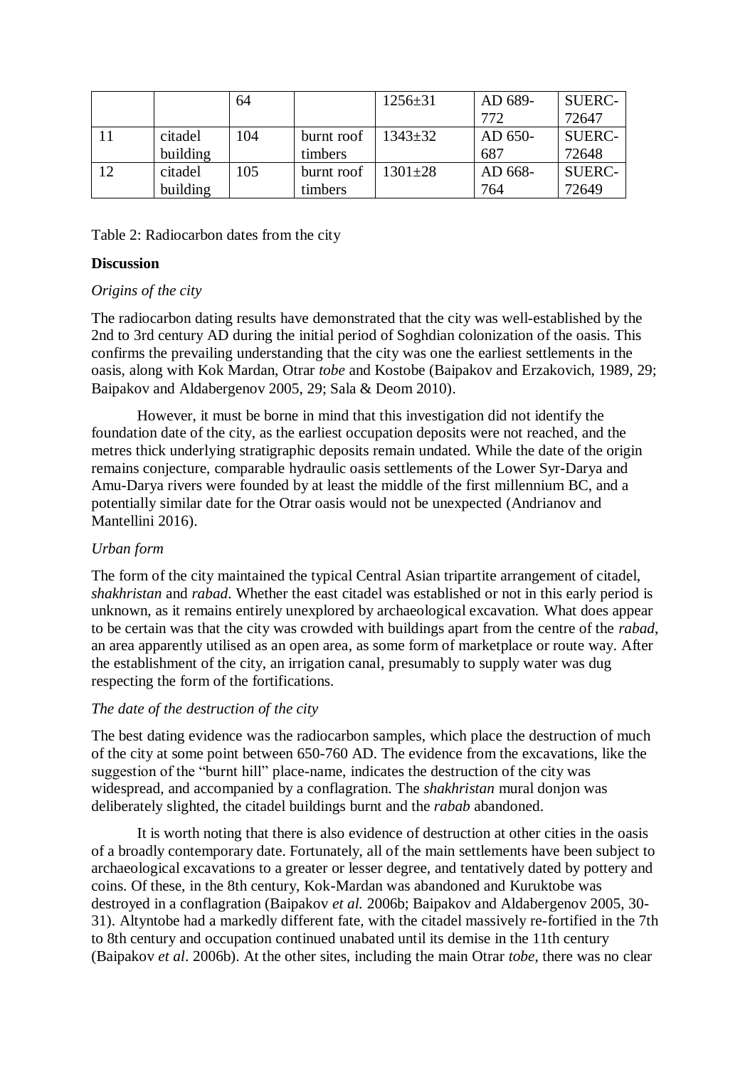| | | | | | | |
|---|---|---|---|---|---|---|
| | | 64 | | 1256±31 | AD 689-772 | SUERC-72647 |
| 11 | citadel building | 104 | burnt roof timbers | 1343±32 | AD 650-687 | SUERC-72648 |
| 12 | citadel building | 105 | burnt roof timbers | 1301±28 | AD 668-764 | SUERC-72649 |

Table 2: Radiocarbon dates from the city

**Discussion**

*Origins of the city*

The radiocarbon dating results have demonstrated that the city was well-established by the 2nd to 3rd century AD during the initial period of Soghdian colonization of the oasis. This confirms the prevailing understanding that the city was one the earliest settlements in the oasis, along with Kok Mardan, Otrar *tobe* and Kostobe (Baipakov and Erzakovich, 1989, 29; Baipakov and Aldabergenov 2005, 29; Sala & Deom 2010).

However, it must be borne in mind that this investigation did not identify the foundation date of the city, as the earliest occupation deposits were not reached, and the metres thick underlying stratigraphic deposits remain undated. While the date of the origin remains conjecture, comparable hydraulic oasis settlements of the Lower Syr-Darya and Amu-Darya rivers were founded by at least the middle of the first millennium BC, and a potentially similar date for the Otrar oasis would not be unexpected (Andrianov and Mantellini 2016).

*Urban form*

The form of the city maintained the typical Central Asian tripartite arrangement of citadel, *shakhristan* and *rabad*. Whether the east citadel was established or not in this early period is unknown, as it remains entirely unexplored by archaeological excavation. What does appear to be certain was that the city was crowded with buildings apart from the centre of the *rabad*, an area apparently utilised as an open area, as some form of marketplace or route way. After the establishment of the city, an irrigation canal, presumably to supply water was dug respecting the form of the fortifications.

*The date of the destruction of the city*

The best dating evidence was the radiocarbon samples, which place the destruction of much of the city at some point between 650-760 AD. The evidence from the excavations, like the suggestion of the "burnt hill" place-name, indicates the destruction of the city was widespread, and accompanied by a conflagration. The *shakhristan* mural donjon was deliberately slighted, the citadel buildings burnt and the *rabab* abandoned.

It is worth noting that there is also evidence of destruction at other cities in the oasis of a broadly contemporary date. Fortunately, all of the main settlements have been subject to archaeological excavations to a greater or lesser degree, and tentatively dated by pottery and coins. Of these, in the 8th century, Kok-Mardan was abandoned and Kuruktobe was destroyed in a conflagration (Baipakov *et al.* 2006b; Baipakov and Aldabergenov 2005, 30-31). Altyntobe had a markedly different fate, with the citadel massively re-fortified in the 7th to 8th century and occupation continued unabated until its demise in the 11th century (Baipakov *et al*. 2006b). At the other sites, including the main Otrar *tobe*, there was no clear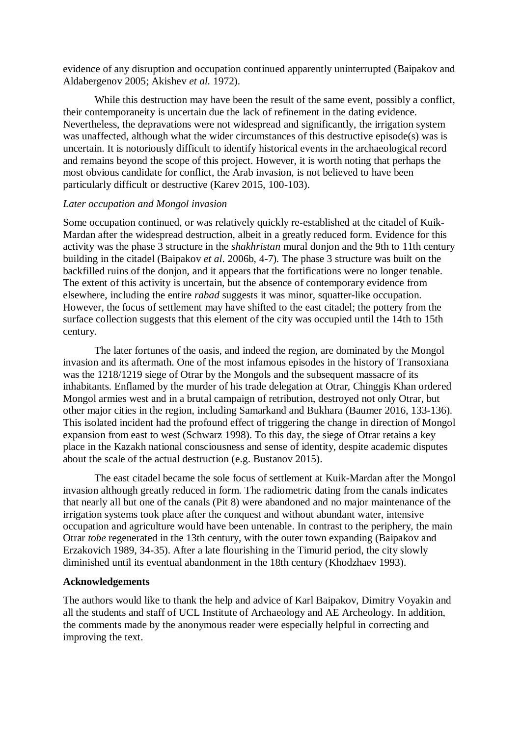evidence of any disruption and occupation continued apparently uninterrupted (Baipakov and Aldabergenov 2005; Akishev *et al.* 1972).

While this destruction may have been the result of the same event, possibly a conflict, their contemporaneity is uncertain due the lack of refinement in the dating evidence. Nevertheless, the depravations were not widespread and significantly, the irrigation system was unaffected, although what the wider circumstances of this destructive episode(s) was is uncertain. It is notoriously difficult to identify historical events in the archaeological record and remains beyond the scope of this project. However, it is worth noting that perhaps the most obvious candidate for conflict, the Arab invasion, is not believed to have been particularly difficult or destructive (Karev 2015, 100-103).

*Later occupation and Mongol invasion*

Some occupation continued, or was relatively quickly re-established at the citadel of Kuik-Mardan after the widespread destruction, albeit in a greatly reduced form. Evidence for this activity was the phase 3 structure in the *shakhristan* mural donjon and the 9th to 11th century building in the citadel (Baipakov *et al*. 2006b, 4-7). The phase 3 structure was built on the backfilled ruins of the donjon, and it appears that the fortifications were no longer tenable. The extent of this activity is uncertain, but the absence of contemporary evidence from elsewhere, including the entire *rabad* suggests it was minor, squatter-like occupation. However, the focus of settlement may have shifted to the east citadel; the pottery from the surface collection suggests that this element of the city was occupied until the 14th to 15th century.

The later fortunes of the oasis, and indeed the region, are dominated by the Mongol invasion and its aftermath. One of the most infamous episodes in the history of Transoxiana was the 1218/1219 siege of Otrar by the Mongols and the subsequent massacre of its inhabitants. Enflamed by the murder of his trade delegation at Otrar, Chinggis Khan ordered Mongol armies west and in a brutal campaign of retribution, destroyed not only Otrar, but other major cities in the region, including Samarkand and Bukhara (Baumer 2016, 133-136). This isolated incident had the profound effect of triggering the change in direction of Mongol expansion from east to west (Schwarz 1998). To this day, the siege of Otrar retains a key place in the Kazakh national consciousness and sense of identity, despite academic disputes about the scale of the actual destruction (e.g. Bustanov 2015).

The east citadel became the sole focus of settlement at Kuik-Mardan after the Mongol invasion although greatly reduced in form. The radiometric dating from the canals indicates that nearly all but one of the canals (Pit 8) were abandoned and no major maintenance of the irrigation systems took place after the conquest and without abundant water, intensive occupation and agriculture would have been untenable. In contrast to the periphery, the main Otrar *tobe* regenerated in the 13th century, with the outer town expanding (Baipakov and Erzakovich 1989, 34-35). After a late flourishing in the Timurid period, the city slowly diminished until its eventual abandonment in the 18th century (Khodzhaev 1993).

**Acknowledgements**

The authors would like to thank the help and advice of Karl Baipakov, Dimitry Voyakin and all the students and staff of UCL Institute of Archaeology and AE Archeology. In addition, the comments made by the anonymous reader were especially helpful in correcting and improving the text.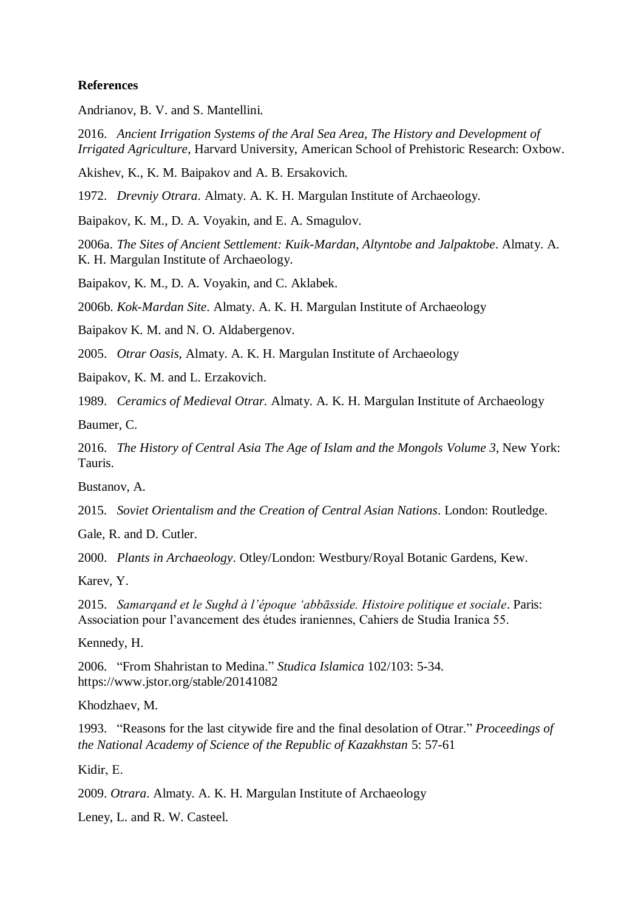**References**

Andrianov, B. V. and S. Mantellini.

2016. *Ancient Irrigation Systems of the Aral Sea Area, The History and Development of Irrigated Agriculture*, Harvard University, American School of Prehistoric Research: Oxbow.

Akishev, K., K. M. Baipakov and A. B. Ersakovich.

1972. *Drevniy Otrara*. Almaty. A. K. H. Margulan Institute of Archaeology.

Baipakov, K. M., D. A. Voyakin, and E. A. Smagulov.

2006a. *The Sites of Ancient Settlement: Kuik-Mardan, Altyntobe and Jalpaktobe*. Almaty. A. K. H. Margulan Institute of Archaeology.

Baipakov, K. M., D. A. Voyakin, and C. Aklabek.

2006b. *Kok-Mardan Site*. Almaty. A. K. H. Margulan Institute of Archaeology

Baipakov K. M. and N. O. Aldabergenov.

2005. *Otrar Oasis*, Almaty. A. K. H. Margulan Institute of Archaeology

Baipakov, K. M. and L. Erzakovich.

1989. *Ceramics of Medieval Otrar.* Almaty. A. K. H. Margulan Institute of Archaeology

Baumer, C.

2016. *The History of Central Asia The Age of Islam and the Mongols Volume 3*, New York: Tauris.

Bustanov, A.

2015. *Soviet Orientalism and the Creation of Central Asian Nations*. London: Routledge.

Gale, R. and D. Cutler.

2000. *Plants in Archaeology*. Otley/London: Westbury/Royal Botanic Gardens, Kew.

Karev, Y.

2015. *Samarqand et le Sughd à l'époque 'abbāsside. Histoire politique et sociale*. Paris: Association pour l'avancement des études iraniennes, Cahiers de Studia Iranica 55.

Kennedy, H.

2006. "From Shahristan to Medina." *Studica Islamica* 102/103: 5-34. https://www.jstor.org/stable/20141082

Khodzhaev, M.

1993. "Reasons for the last citywide fire and the final desolation of Otrar." *Proceedings of the National Academy of Science of the Republic of Kazakhstan* 5: 57-61

Kidir, E.

2009. *Otrara*. Almaty. A. K. H. Margulan Institute of Archaeology

Leney, L. and R. W. Casteel.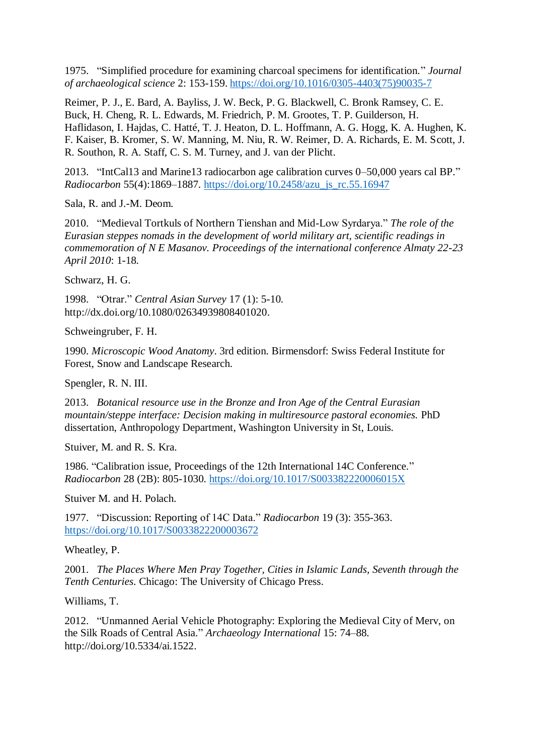1975. "Simplified procedure for examining charcoal specimens for identification." *Journal of archaeological science* 2: 153-159. https://doi.org/10.1016/0305-4403(75)90035-7

Reimer, P. J., E. Bard, A. Bayliss, J. W. Beck, P. G. Blackwell, C. Bronk Ramsey, C. E. Buck, H. Cheng, R. L. Edwards, M. Friedrich, P. M. Grootes, T. P. Guilderson, H. Haflidason, I. Hajdas, C. Hatté, T. J. Heaton, D. L. Hoffmann, A. G. Hogg, K. A. Hughen, K. F. Kaiser, B. Kromer, S. W. Manning, M. Niu, R. W. Reimer, D. A. Richards, E. M. Scott, J. R. Southon, R. A. Staff, C. S. M. Turney, and J. van der Plicht.

2013. "IntCal13 and Marine13 radiocarbon age calibration curves 0–50,000 years cal BP." *Radiocarbon* 55(4):1869–1887. https://doi.org/10.2458/azu_js_rc.55.16947

Sala, R. and J.-M. Deom.

2010. "Medieval Tortkuls of Northern Tienshan and Mid-Low Syrdarya." *The role of the Eurasian steppes nomads in the development of world military art, scientific readings in commemoration of N E Masanov. Proceedings of the international conference Almaty 22-23 April 2010*: 1-18.

Schwarz, H. G.

1998. "Otrar." *Central Asian Survey* 17 (1): 5-10. http://dx.doi.org/10.1080/02634939808401020.

Schweingruber, F. H.

1990. *Microscopic Wood Anatomy*. 3rd edition. Birmensdorf: Swiss Federal Institute for Forest, Snow and Landscape Research.

Spengler, R. N. III.

2013. *Botanical resource use in the Bronze and Iron Age of the Central Eurasian mountain/steppe interface: Decision making in multiresource pastoral economies.* PhD dissertation, Anthropology Department, Washington University in St, Louis.

Stuiver, M. and R. S. Kra.

1986. "Calibration issue, Proceedings of the 12th International 14C Conference." *Radiocarbon* 28 (2B): 805-1030. https://doi.org/10.1017/S003382220006015X

Stuiver M. and H. Polach.

1977. "Discussion: Reporting of 14C Data." *Radiocarbon* 19 (3): 355-363. https://doi.org/10.1017/S0033822200003672

Wheatley, P.

2001. *The Places Where Men Pray Together, Cities in Islamic Lands, Seventh through the Tenth Centuries.* Chicago: The University of Chicago Press.

Williams, T.

2012. "Unmanned Aerial Vehicle Photography: Exploring the Medieval City of Merv, on the Silk Roads of Central Asia." *Archaeology International* 15: 74–88. http://doi.org/10.5334/ai.1522.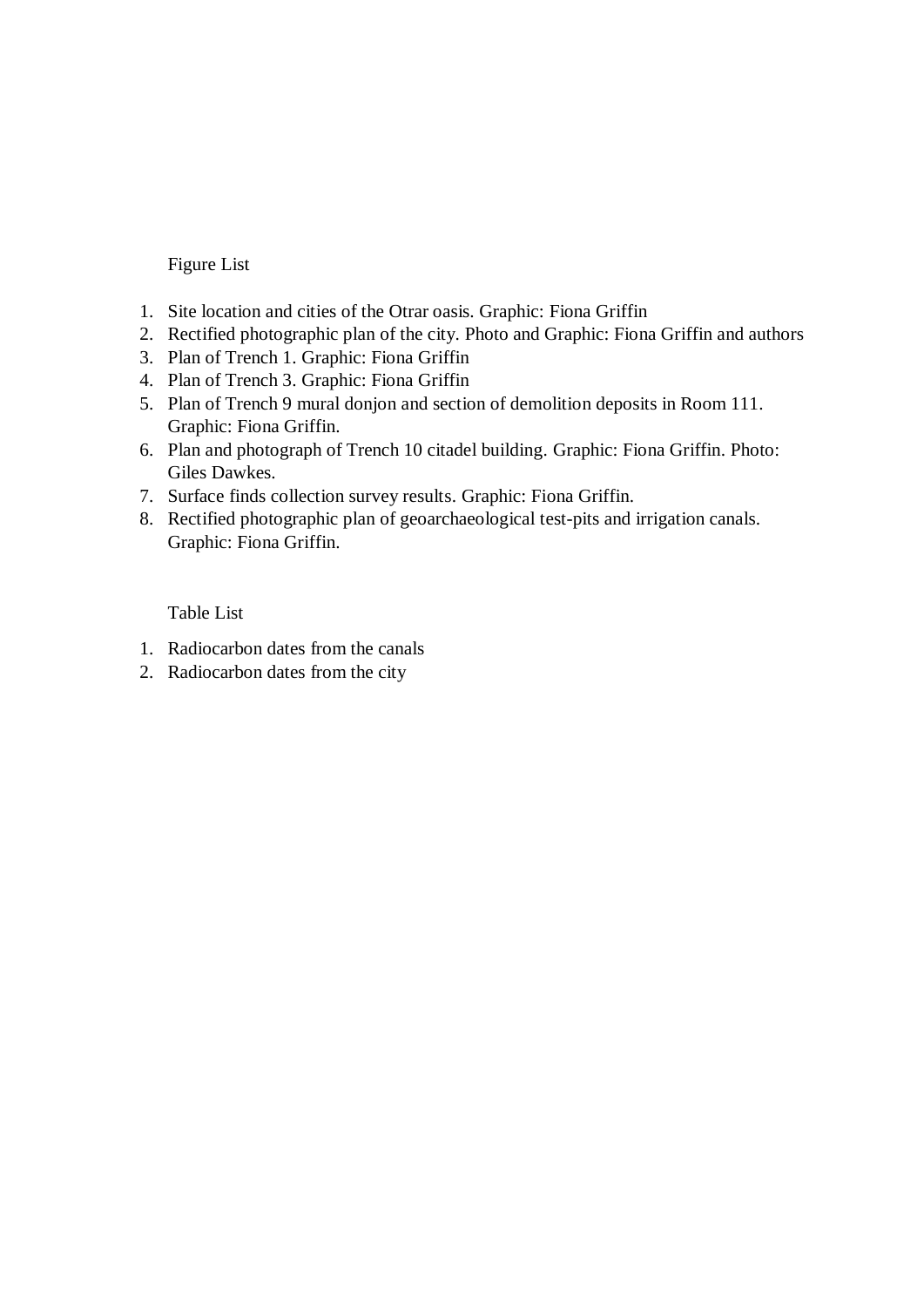## Figure List

1. Site location and cities of the Otrar oasis. Graphic: Fiona Griffin
2. Rectified photographic plan of the city. Photo and Graphic: Fiona Griffin and authors
3. Plan of Trench 1. Graphic: Fiona Griffin
4. Plan of Trench 3. Graphic: Fiona Griffin
5. Plan of Trench 9 mural donjon and section of demolition deposits in Room 111. Graphic: Fiona Griffin.
6. Plan and photograph of Trench 10 citadel building. Graphic: Fiona Griffin. Photo: Giles Dawkes.
7. Surface finds collection survey results. Graphic: Fiona Griffin.
8. Rectified photographic plan of geoarchaeological test-pits and irrigation canals. Graphic: Fiona Griffin.

## Table List

1. Radiocarbon dates from the canals
2. Radiocarbon dates from the city